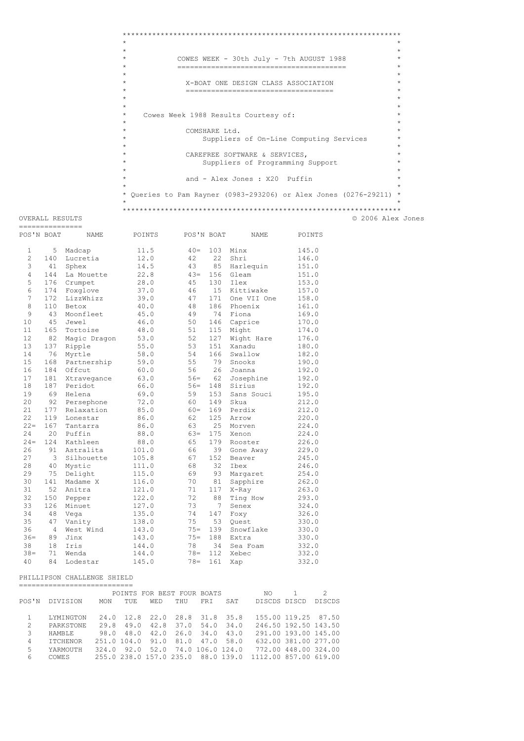# COWES WEEK - 30th July - 7th AUGUST 1988

## X-BOAT ONE DESIGN CLASS ASSOCIATION

Cowes Week 1988 Results Courtesy of:

COMSHARE Ltd.
Suppliers of On-Line Computing Services

CAREFREE SOFTWARE & SERVICES,
Suppliers of Programming Support

and - Alex Jones : X20 Puffin

Queries to Pam Rayner (0983-293206) or Alex Jones (0276-29211)

© 2006 Alex Jones

## OVERALL RESULTS

| POS'N | BOAT | NAME | POINTS | POS'N | BOAT | NAME | POINTS |
|---|---|---|---|---|---|---|---|
| 1 | 5 | Madcap | 11.5 | 40= | 103 | Minx | 145.0 |
| 2 | 140 | Lucretia | 12.0 | 42 | 22 | Shri | 146.0 |
| 3 | 41 | Sphex | 14.5 | 43 | 85 | Harlequin | 151.0 |
| 4 | 144 | La Mouette | 22.8 | 43= | 156 | Gleam | 151.0 |
| 5 | 176 | Crumpet | 28.0 | 45 | 130 | Ilex | 153.0 |
| 6 | 174 | Foxglove | 37.0 | 46 | 15 | Kittiwake | 157.0 |
| 7 | 172 | LizzWhizz | 39.0 | 47 | 171 | One VII One | 158.0 |
| 8 | 110 | Betox | 40.0 | 48 | 186 | Phoenix | 161.0 |
| 9 | 43 | Moonfleet | 45.0 | 49 | 74 | Fiona | 169.0 |
| 10 | 45 | Jewel | 46.0 | 50 | 146 | Caprice | 170.0 |
| 11 | 165 | Tortoise | 48.0 | 51 | 115 | Might | 174.0 |
| 12 | 82 | Magic Dragon | 53.0 | 52 | 127 | Wight Hare | 176.0 |
| 13 | 137 | Ripple | 55.0 | 53 | 151 | Xanadu | 180.0 |
| 14 | 76 | Myrtle | 58.0 | 54 | 166 | Swallow | 182.0 |
| 15 | 168 | Partnership | 59.0 | 55 | 79 | Snooks | 190.0 |
| 16 | 184 | Offcut | 60.0 | 56 | 26 | Joanna | 192.0 |
| 17 | 181 | Xtravegance | 63.0 | 56= | 62 | Josephine | 192.0 |
| 18 | 187 | Peridot | 66.0 | 56= | 148 | Sirius | 192.0 |
| 19 | 69 | Helena | 69.0 | 59 | 153 | Sans Souci | 195.0 |
| 20 | 92 | Persephone | 72.0 | 60 | 149 | Skua | 212.0 |
| 21 | 177 | Relaxation | 85.0 | 60= | 169 | Perdix | 212.0 |
| 22 | 119 | Lonestar | 86.0 | 62 | 125 | Arrow | 220.0 |
| 22= | 167 | Tantarra | 86.0 | 63 | 25 | Morven | 224.0 |
| 24 | 20 | Puffin | 88.0 | 63= | 175 | Xenon | 224.0 |
| 24= | 124 | Kathleen | 88.0 | 65 | 179 | Rooster | 226.0 |
| 26 | 91 | Astralita | 101.0 | 66 | 39 | Gone Away | 229.0 |
| 27 | 3 | Silhouette | 105.8 | 67 | 152 | Beaver | 245.0 |
| 28 | 40 | Mystic | 111.0 | 68 | 32 | Ibex | 246.0 |
| 29 | 75 | Delight | 115.0 | 69 | 93 | Margaret | 254.0 |
| 30 | 141 | Madame X | 116.0 | 70 | 81 | Sapphire | 262.0 |
| 31 | 52 | Anitra | 121.0 | 71 | 117 | X-Ray | 263.0 |
| 32 | 150 | Pepper | 122.0 | 72 | 88 | Ting How | 293.0 |
| 33 | 126 | Minuet | 127.0 | 73 | 7 | Senex | 324.0 |
| 34 | 48 | Vega | 135.0 | 74 | 147 | Foxy | 326.0 |
| 35 | 47 | Vanity | 138.0 | 75 | 53 | Quest | 330.0 |
| 36 | 4 | West Wind | 143.0 | 75= | 139 | Snowflake | 330.0 |
| 36= | 89 | Jinx | 143.0 | 75= | 188 | Extra | 330.0 |
| 38 | 18 | Iris | 144.0 | 78 | 34 | Sea Foam | 332.0 |
| 38= | 71 | Wenda | 144.0 | 78= | 112 | Xebec | 332.0 |
| 40 | 84 | Lodestar | 145.0 | 78= | 161 | Xap | 332.0 |

## PHILLIPSON CHALLENGE SHIELD

| POS'N | DIVISION | POINTS FOR BEST FOUR BOATS MON | TUE | WED | THU | FRI | SAT | NO DISCDS | 1 DISCD | 2 DISCDS |
|---|---|---|---|---|---|---|---|---|---|---|
| 1 | LYMINGTON | 24.0 | 12.8 | 22.0 | 28.8 | 31.8 | 35.8 | 155.00 | 119.25 | 87.50 |
| 2 | PARKSTONE | 29.8 | 49.0 | 42.8 | 37.0 | 54.0 | 34.0 | 246.50 | 192.50 | 143.50 |
| 3 | HAMBLE | 98.0 | 48.0 | 42.0 | 26.0 | 34.0 | 43.0 | 291.00 | 193.00 | 145.00 |
| 4 | ITCHENOR | 251.0 | 104.0 | 91.0 | 81.0 | 47.0 | 58.0 | 632.00 | 381.00 | 277.00 |
| 5 | YARMOUTH | 324.0 | 92.0 | 52.0 | 74.0 | 106.0 | 124.0 | 772.00 | 448.00 | 324.00 |
| 6 | COWES | 255.0 | 238.0 | 157.0 | 235.0 | 88.0 | 139.0 | 1112.00 | 857.00 | 619.00 |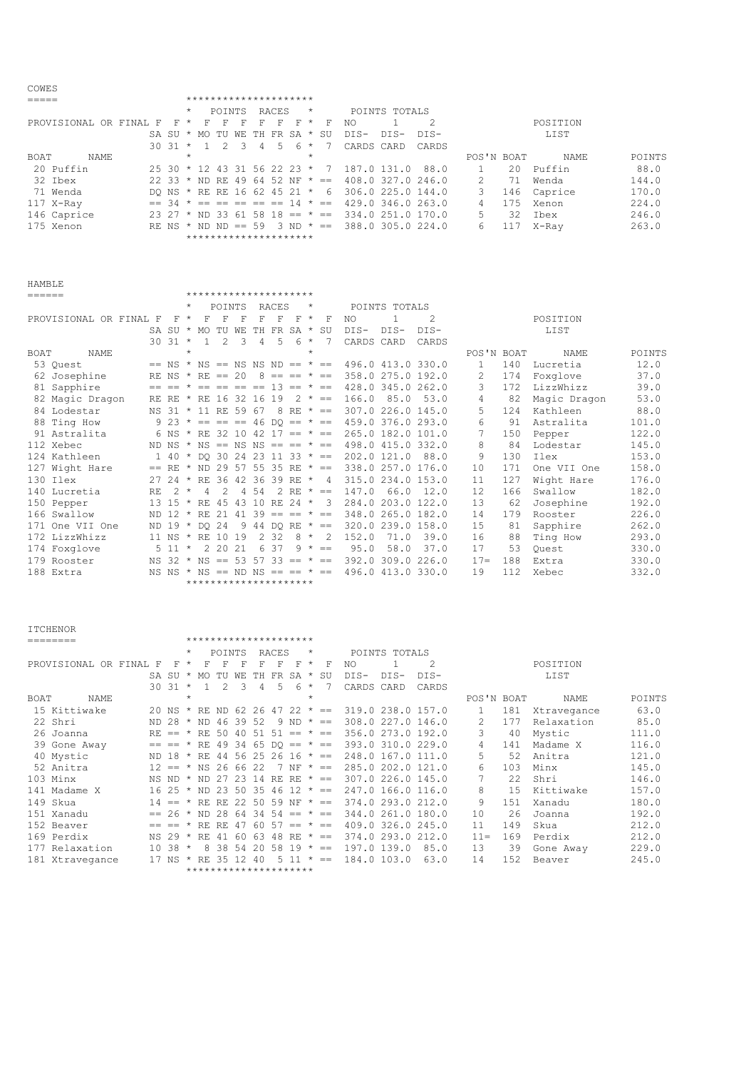## COWES

| BOAT | NAME | F SA 30 | F SU 31 | F MO 1 | F TU 2 | F WE 3 | F TH 4 | F FR 5 | F SA 6 | F SU 7 | NO DIS-CARDS | 1 DIS-CARD | 2 DIS-CARDS | POS'N | BOAT | NAME | POINTS |
|---|---|---|---|---|---|---|---|---|---|---|---|---|---|---|---|---|---|
| 20 | Puffin | 25 | 30 | 12 | 43 | 31 | 56 | 22 | 23 | 7 | 187.0 | 131.0 | 88.0 | 1 | 20 | Puffin | 88.0 |
| 32 | Ibex | 22 | 33 | ND | RE | 49 | 64 | 52 | NF | == | 408.0 | 327.0 | 246.0 | 2 | 71 | Wenda | 144.0 |
| 71 | Wenda | DQ | NS | RE | RE | 16 | 62 | 45 | 21 | 6 | 306.0 | 225.0 | 144.0 | 3 | 146 | Caprice | 170.0 |
| 117 | X-Ray | == | 34 | == | == | == | == | == | 14 | == | 429.0 | 346.0 | 263.0 | 4 | 175 | Xenon | 224.0 |
| 146 | Caprice | 23 | 27 | ND | 33 | 61 | 58 | 18 | == | == | 334.0 | 251.0 | 170.0 | 5 | 32 | Ibex | 246.0 |
| 175 | Xenon | RE | NS | ND | ND | == | 59 | 3 | ND | == | 388.0 | 305.0 | 224.0 | 6 | 117 | X-Ray | 263.0 |

## HAMBLE

| BOAT | NAME | F SA 30 | F SU 31 | F MO 1 | F TU 2 | F WE 3 | F TH 4 | F FR 5 | F SA 6 | F SU 7 | NO DIS-CARDS | 1 DIS-CARD | 2 DIS-CARDS | POS'N | BOAT | NAME | POINTS |
|---|---|---|---|---|---|---|---|---|---|---|---|---|---|---|---|---|---|
| 53 | Quest | == | NS | NS | == | NS | NS | ND | == | == | 496.0 | 413.0 | 330.0 | 1 | 140 | Lucretia | 12.0 |
| 62 | Josephine | RE | NS | RE | == | 20 | 8 | == | == | == | 358.0 | 275.0 | 192.0 | 2 | 174 | Foxglove | 37.0 |
| 81 | Sapphire | == | == | == | == | == | == | 13 | == | == | 428.0 | 345.0 | 262.0 | 3 | 172 | LizzWhizz | 39.0 |
| 82 | Magic Dragon | RE | RE | RE | 16 | 32 | 16 | 19 | 2 | == | 166.0 | 85.0 | 53.0 | 4 | 82 | Magic Dragon | 53.0 |
| 84 | Lodestar | NS | 31 | 11 | RE | 59 | 67 | 8 | RE | == | 307.0 | 226.0 | 145.0 | 5 | 124 | Kathleen | 88.0 |
| 88 | Ting How | 9 | 23 | == | == | == | 46 | DQ | == | == | 459.0 | 376.0 | 293.0 | 6 | 91 | Astralita | 101.0 |
| 91 | Astralita | 6 | NS | RE | 32 | 10 | 42 | 17 | == | == | 265.0 | 182.0 | 101.0 | 7 | 150 | Pepper | 122.0 |
| 112 | Xebec | ND | NS | NS | == | NS | NS | == | == | == | 498.0 | 415.0 | 332.0 | 8 | 84 | Lodestar | 145.0 |
| 124 | Kathleen | 1 | 40 | DQ | 30 | 24 | 23 | 11 | 33 | == | 202.0 | 121.0 | 88.0 | 9 | 130 | Ilex | 153.0 |
| 127 | Wight Hare | == | RE | ND | 29 | 57 | 55 | 35 | RE | == | 338.0 | 257.0 | 176.0 | 10 | 171 | One VII One | 158.0 |
| 130 | Ilex | 27 | 24 | RE | 36 | 42 | 36 | 39 | RE | 4 | 315.0 | 234.0 | 153.0 | 11 | 127 | Wight Hare | 176.0 |
| 140 | Lucretia | RE | 2 | 4 | 2 | 4 | 54 | 2 | RE | == | 147.0 | 66.0 | 12.0 | 12 | 166 | Swallow | 182.0 |
| 150 | Pepper | 13 | 15 | RE | 45 | 43 | 10 | RE | 24 | 3 | 284.0 | 203.0 | 122.0 | 13 | 62 | Josephine | 192.0 |
| 166 | Swallow | ND | 12 | RE | 21 | 41 | 39 | == | == | == | 348.0 | 265.0 | 182.0 | 14 | 179 | Rooster | 226.0 |
| 171 | One VII One | ND | 19 | DQ | 24 | 9 | 44 | DQ | RE | == | 320.0 | 239.0 | 158.0 | 15 | 81 | Sapphire | 262.0 |
| 172 | LizzWhizz | 11 | NS | RE | 10 | 19 | 2 | 32 | 8 | 2 | 152.0 | 71.0 | 39.0 | 16 | 88 | Ting How | 293.0 |
| 174 | Foxglove | 5 | 11 | 2 | 20 | 21 | 6 | 37 | 9 | == | 95.0 | 58.0 | 37.0 | 17 | 53 | Quest | 330.0 |
| 179 | Rooster | NS | 32 | NS | == | 53 | 57 | 33 | == | == | 392.0 | 309.0 | 226.0 | 17= | 188 | Extra | 330.0 |
| 188 | Extra | NS | NS | NS | == | ND | NS | == | == | == | 496.0 | 413.0 | 330.0 | 19 | 112 | Xebec | 332.0 |

## ITCHENOR

| BOAT | NAME | F SA 30 | F SU 31 | F MO 1 | F TU 2 | F WE 3 | F TH 4 | F FR 5 | F SA 6 | F SU 7 | NO DIS-CARDS | 1 DIS-CARD | 2 DIS-CARDS | POS'N | BOAT | NAME | POINTS |
|---|---|---|---|---|---|---|---|---|---|---|---|---|---|---|---|---|---|
| 15 | Kittiwake | 20 | NS | RE | ND | 62 | 26 | 47 | 22 | == | 319.0 | 238.0 | 157.0 | 1 | 181 | Xtravegance | 63.0 |
| 22 | Shri | ND | 28 | ND | 46 | 39 | 52 | 9 | ND | == | 308.0 | 227.0 | 146.0 | 2 | 177 | Relaxation | 85.0 |
| 26 | Joanna | RE | == | RE | 50 | 40 | 51 | 51 | == | == | 356.0 | 273.0 | 192.0 | 3 | 40 | Mystic | 111.0 |
| 39 | Gone Away | == | == | RE | 49 | 34 | 65 | DQ | == | == | 393.0 | 310.0 | 229.0 | 4 | 141 | Madame X | 116.0 |
| 40 | Mystic | ND | 18 | RE | 44 | 56 | 25 | 26 | 16 | == | 248.0 | 167.0 | 111.0 | 5 | 52 | Anitra | 121.0 |
| 52 | Anitra | 12 | == | NS | 26 | 66 | 22 | 7 | NF | == | 285.0 | 202.0 | 121.0 | 6 | 103 | Minx | 145.0 |
| 103 | Minx | NS | ND | ND | 27 | 23 | 14 | RE | RE | == | 307.0 | 226.0 | 145.0 | 7 | 22 | Shri | 146.0 |
| 141 | Madame X | 16 | 25 | ND | 23 | 50 | 35 | 46 | 12 | == | 247.0 | 166.0 | 116.0 | 8 | 15 | Kittiwake | 157.0 |
| 149 | Skua | 14 | == | RE | RE | 22 | 50 | 59 | NF | == | 374.0 | 293.0 | 212.0 | 9 | 151 | Xanadu | 180.0 |
| 151 | Xanadu | == | 26 | ND | 28 | 64 | 34 | 54 | == | == | 344.0 | 261.0 | 180.0 | 10 | 26 | Joanna | 192.0 |
| 152 | Beaver | == | == | RE | RE | 47 | 60 | 57 | == | == | 409.0 | 326.0 | 245.0 | 11 | 149 | Skua | 212.0 |
| 169 | Perdix | NS | 29 | RE | 41 | 60 | 63 | 48 | RE | == | 374.0 | 293.0 | 212.0 | 11= | 169 | Perdix | 212.0 |
| 177 | Relaxation | 10 | 38 | 8 | 38 | 54 | 20 | 58 | 19 | == | 197.0 | 139.0 | 85.0 | 13 | 39 | Gone Away | 229.0 |
| 181 | Xtravegance | 17 | NS | RE | 35 | 12 | 40 | 5 | 11 | == | 184.0 | 103.0 | 63.0 | 14 | 152 | Beaver | 245.0 |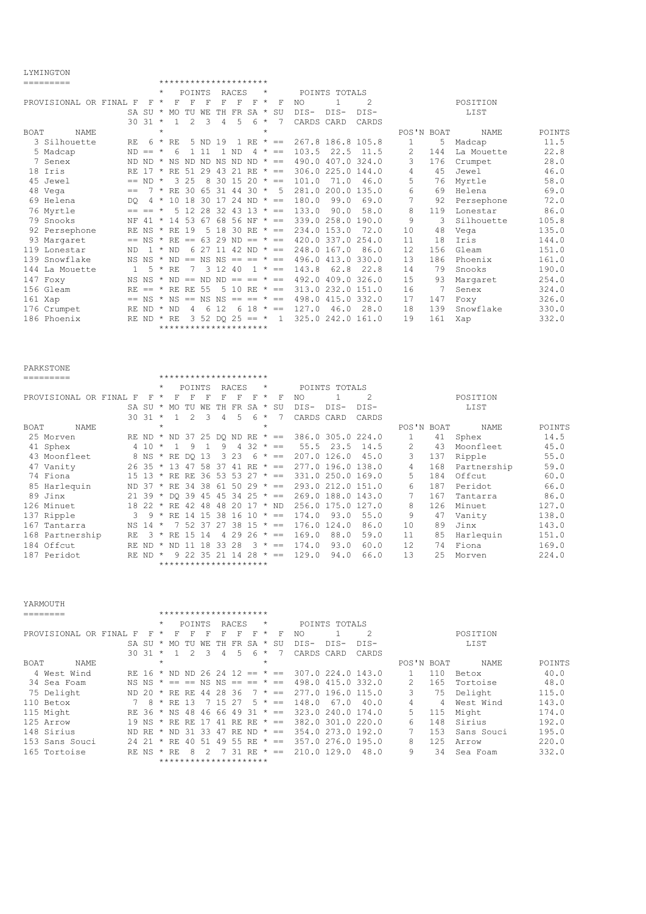## LYMINGTON

PROVISIONAL OR FINAL

| BOAT | NAME | POINTS RACES | | | | | | | | | POINTS TOTALS | | | POSITION LIST | | | |
|---|---|---|---|---|---|---|---|---|---|---|---|---|---|---|---|---|---|
| | | F SA 30 | F SU 31 | F MO 1 | F TU 2 | F WE 3 | F TH 4 | F FR 5 | F SA 6 | F SU 7 | NO DIS-CARDS | 1 DIS-CARD | 2 DIS-CARDS | POS'N | BOAT | NAME | POINTS |
| 3 | Silhouette | RE | 6 | RE | 5 | ND | 19 | 1 | RE | == | 267.8 | 186.8 | 105.8 | 1 | 5 | Madcap | 11.5 |
| 5 | Madcap | ND | == | 6 | 1 | 11 | 1 | ND | 4 | == | 103.5 | 22.5 | 11.5 | 2 | 144 | La Mouette | 22.8 |
| 7 | Senex | ND | ND | NS | ND | ND | NS | ND | ND | == | 490.0 | 407.0 | 324.0 | 3 | 176 | Crumpet | 28.0 |
| 18 | Iris | RE | 17 | RE | 51 | 29 | 43 | 21 | RE | == | 306.0 | 225.0 | 144.0 | 4 | 45 | Jewel | 46.0 |
| 45 | Jewel | == | ND | 3 | 25 | 8 | 30 | 15 | 20 | == | 101.0 | 71.0 | 46.0 | 5 | 76 | Myrtle | 58.0 |
| 48 | Vega | == | 7 | RE | 30 | 65 | 31 | 44 | 30 | 5 | 281.0 | 200.0 | 135.0 | 6 | 69 | Helena | 69.0 |
| 69 | Helena | DQ | 4 | 10 | 18 | 30 | 17 | 24 | ND | == | 180.0 | 99.0 | 69.0 | 7 | 92 | Persephone | 72.0 |
| 76 | Myrtle | == | == | 5 | 12 | 28 | 32 | 43 | 13 | == | 133.0 | 90.0 | 58.0 | 8 | 119 | Lonestar | 86.0 |
| 79 | Snooks | NF | 41 | 14 | 53 | 67 | 68 | 56 | NF | == | 339.0 | 258.0 | 190.0 | 9 | 3 | Silhouette | 105.8 |
| 92 | Persephone | RE | NS | RE | 19 | 5 | 18 | 30 | RE | == | 234.0 | 153.0 | 72.0 | 10 | 48 | Vega | 135.0 |
| 93 | Margaret | == | NS | RE | == | 63 | 29 | ND | == | == | 420.0 | 337.0 | 254.0 | 11 | 18 | Iris | 144.0 |
| 119 | Lonestar | ND | 1 | ND | 6 | 27 | 11 | 42 | ND | == | 248.0 | 167.0 | 86.0 | 12 | 156 | Gleam | 151.0 |
| 139 | Snowflake | NS | NS | ND | == | NS | NS | == | == | == | 496.0 | 413.0 | 330.0 | 13 | 186 | Phoenix | 161.0 |
| 144 | La Mouette | 1 | 5 | RE | 7 | 3 | 12 | 40 | 1 | == | 143.8 | 62.8 | 22.8 | 14 | 79 | Snooks | 190.0 |
| 147 | Foxy | NS | NS | ND | == | ND | ND | == | == | == | 492.0 | 409.0 | 326.0 | 15 | 93 | Margaret | 254.0 |
| 156 | Gleam | RE | == | RE | RE | 55 | 5 | 10 | RE | == | 313.0 | 232.0 | 151.0 | 16 | 7 | Senex | 324.0 |
| 161 | Xap | == | NS | NS | == | NS | NS | == | == | == | 498.0 | 415.0 | 332.0 | 17 | 147 | Foxy | 326.0 |
| 176 | Crumpet | RE | ND | ND | 4 | 6 | 12 | 6 | 18 | == | 127.0 | 46.0 | 28.0 | 18 | 139 | Snowflake | 330.0 |
| 186 | Phoenix | RE | ND | RE | 3 | 52 | DQ | 25 | == | 1 | 325.0 | 242.0 | 161.0 | 19 | 161 | Xap | 332.0 |

## PARKSTONE

PROVISIONAL OR FINAL

| BOAT | NAME | POINTS RACES | | | | | | | | | POINTS TOTALS | | | POSITION LIST | | | |
|---|---|---|---|---|---|---|---|---|---|---|---|---|---|---|---|---|---|
| | | F SA 30 | F SU 31 | F MO 1 | F TU 2 | F WE 3 | F TH 4 | F FR 5 | F SA 6 | F SU 7 | NO DIS-CARDS | 1 DIS-CARD | 2 DIS-CARDS | POS'N | BOAT | NAME | POINTS |
| 25 | Morven | RE | ND | ND | 37 | 25 | DQ | ND | RE | == | 386.0 | 305.0 | 224.0 | 1 | 41 | Sphex | 14.5 |
| 41 | Sphex | 4 | 10 | 1 | 9 | 1 | 9 | 4 | 32 | == | 55.5 | 23.5 | 14.5 | 2 | 43 | Moonfleet | 45.0 |
| 43 | Moonfleet | 8 | NS | RE | DQ | 13 | 3 | 23 | 6 | == | 207.0 | 126.0 | 45.0 | 3 | 137 | Ripple | 55.0 |
| 47 | Vanity | 26 | 35 | 13 | 47 | 58 | 37 | 41 | RE | == | 277.0 | 196.0 | 138.0 | 4 | 168 | Partnership | 59.0 |
| 74 | Fiona | 15 | 13 | RE | RE | 36 | 53 | 53 | 27 | == | 331.0 | 250.0 | 169.0 | 5 | 184 | Offcut | 60.0 |
| 85 | Harlequin | ND | 37 | RE | 34 | 38 | 61 | 50 | 29 | == | 293.0 | 212.0 | 151.0 | 6 | 187 | Peridot | 66.0 |
| 89 | Jinx | 21 | 39 | DQ | 39 | 45 | 45 | 34 | 25 | == | 269.0 | 188.0 | 143.0 | 7 | 167 | Tantarra | 86.0 |
| 126 | Minuet | 18 | 22 | RE | 42 | 48 | 48 | 20 | 17 | ND | 256.0 | 175.0 | 127.0 | 8 | 126 | Minuet | 127.0 |
| 137 | Ripple | 3 | 9 | RE | 14 | 15 | 38 | 16 | 10 | == | 174.0 | 93.0 | 55.0 | 9 | 47 | Vanity | 138.0 |
| 167 | Tantarra | NS | 14 | 7 | 52 | 37 | 27 | 38 | 15 | == | 176.0 | 124.0 | 86.0 | 10 | 89 | Jinx | 143.0 |
| 168 | Partnership | RE | 3 | RE | 15 | 14 | 4 | 29 | 26 | == | 169.0 | 88.0 | 59.0 | 11 | 85 | Harlequin | 151.0 |
| 184 | Offcut | RE | ND | ND | 11 | 18 | 33 | 28 | 3 | == | 174.0 | 93.0 | 60.0 | 12 | 74 | Fiona | 169.0 |
| 187 | Peridot | RE | ND | 9 | 22 | 35 | 21 | 14 | 28 | == | 129.0 | 94.0 | 66.0 | 13 | 25 | Morven | 224.0 |

## YARMOUTH

PROVISIONAL OR FINAL

| BOAT | NAME | POINTS RACES | | | | | | | | | POINTS TOTALS | | | POSITION LIST | | | |
|---|---|---|---|---|---|---|---|---|---|---|---|---|---|---|---|---|---|
| | | F SA 30 | F SU 31 | F MO 1 | F TU 2 | F WE 3 | F TH 4 | F FR 5 | F SA 6 | F SU 7 | NO DIS-CARDS | 1 DIS-CARD | 2 DIS-CARDS | POS'N | BOAT | NAME | POINTS |
| 4 | West Wind | RE | 16 | ND | ND | 26 | 24 | 12 | == | == | 307.0 | 224.0 | 143.0 | 1 | 110 | Betox | 40.0 |
| 34 | Sea Foam | NS | NS | == | == | NS | NS | == | == | == | 498.0 | 415.0 | 332.0 | 2 | 165 | Tortoise | 48.0 |
| 75 | Delight | ND | 20 | RE | RE | 44 | 28 | 36 | 7 | == | 277.0 | 196.0 | 115.0 | 3 | 75 | Delight | 115.0 |
| 110 | Betox | 7 | 8 | RE | 13 | 7 | 15 | 27 | 5 | == | 148.0 | 67.0 | 40.0 | 4 | 4 | West Wind | 143.0 |
| 115 | Might | RE | 36 | NS | 48 | 46 | 66 | 49 | 31 | == | 323.0 | 240.0 | 174.0 | 5 | 115 | Might | 174.0 |
| 125 | Arrow | 19 | NS | RE | RE | 17 | 41 | RE | RE | == | 382.0 | 301.0 | 220.0 | 6 | 148 | Sirius | 192.0 |
| 148 | Sirius | ND | RE | ND | 31 | 33 | 47 | RE | ND | == | 354.0 | 273.0 | 192.0 | 7 | 153 | Sans Souci | 195.0 |
| 153 | Sans Souci | 24 | 21 | RE | 40 | 51 | 49 | 55 | RE | == | 357.0 | 276.0 | 195.0 | 8 | 125 | Arrow | 220.0 |
| 165 | Tortoise | RE | NS | RE | 8 | 2 | 7 | 31 | RE | == | 210.0 | 129.0 | 48.0 | 9 | 34 | Sea Foam | 332.0 |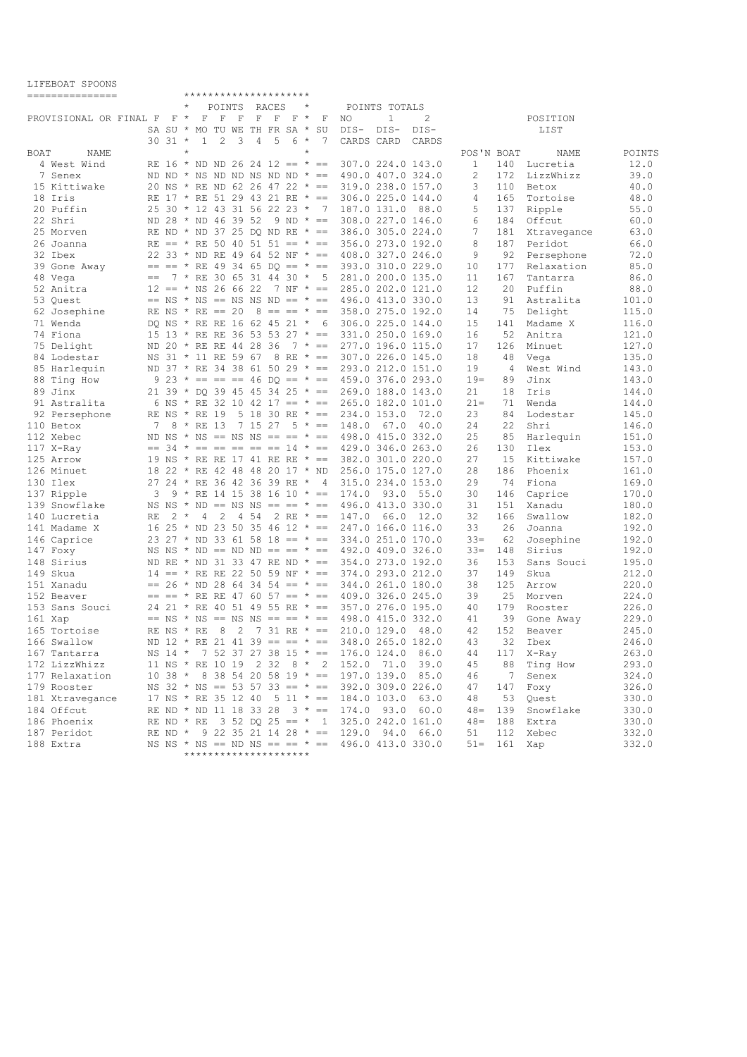# LIFEBOAT SPOONS

PROVISIONAL OR FINAL

| BOAT | NAME | F SA 30 | F SU 31 | F MO 1 | F TU 2 | F WE 3 | F TH 4 | F FR 5 | F SA 6 | F SU 7 | NO DIS-CARDS | 1 DIS-CARD | 2 DIS-CARDS |
|---|---|---|---|---|---|---|---|---|---|---|---|---|---|
| 4 | West Wind | RE | 16 | ND | ND | 26 | 24 | 12 | == | == | 307.0 | 224.0 | 143.0 |
| 7 | Senex | ND | ND | NS | ND | ND | NS | ND | ND | == | 490.0 | 407.0 | 324.0 |
| 15 | Kittiwake | 20 | NS | RE | ND | 62 | 26 | 47 | 22 | == | 319.0 | 238.0 | 157.0 |
| 18 | Iris | RE | 17 | RE | 51 | 29 | 43 | 21 | RE | == | 306.0 | 225.0 | 144.0 |
| 20 | Puffin | 25 | 30 | 12 | 43 | 31 | 56 | 22 | 23 | 7 | 187.0 | 131.0 | 88.0 |
| 22 | Shri | ND | 28 | ND | 46 | 39 | 52 | 9 | ND | == | 308.0 | 227.0 | 146.0 |
| 25 | Morven | RE | ND | ND | 37 | 25 | DQ | ND | RE | == | 386.0 | 305.0 | 224.0 |
| 26 | Joanna | RE | == | RE | 50 | 40 | 51 | 51 | == | == | 356.0 | 273.0 | 192.0 |
| 32 | Ibex | 22 | 33 | ND | RE | 49 | 64 | 52 | NF | == | 408.0 | 327.0 | 246.0 |
| 39 | Gone Away | == | == | RE | 49 | 34 | 65 | DQ | == | == | 393.0 | 310.0 | 229.0 |
| 48 | Vega | == | 7 | RE | 30 | 65 | 31 | 44 | 30 | 5 | 281.0 | 200.0 | 135.0 |
| 52 | Anitra | 12 | == | NS | 26 | 66 | 22 | 7 | NF | == | 285.0 | 202.0 | 121.0 |
| 53 | Quest | == | NS | NS | == | NS | NS | ND | == | == | 496.0 | 413.0 | 330.0 |
| 62 | Josephine | RE | NS | RE | == | 20 | 8 | == | == | == | 358.0 | 275.0 | 192.0 |
| 71 | Wenda | DQ | NS | RE | RE | 16 | 62 | 45 | 21 | 6 | 306.0 | 225.0 | 144.0 |
| 74 | Fiona | 15 | 13 | RE | RE | 36 | 53 | 53 | 27 | == | 331.0 | 250.0 | 169.0 |
| 75 | Delight | ND | 20 | RE | RE | 44 | 28 | 36 | 7 | == | 277.0 | 196.0 | 115.0 |
| 84 | Lodestar | NS | 31 | 11 | RE | 59 | 67 | 8 | RE | == | 307.0 | 226.0 | 145.0 |
| 85 | Harlequin | ND | 37 | RE | 34 | 38 | 61 | 50 | 29 | == | 293.0 | 212.0 | 151.0 |
| 88 | Ting How | 9 | 23 | == | == | == | 46 | DQ | == | == | 459.0 | 376.0 | 293.0 |
| 89 | Jinx | 21 | 39 | DQ | 39 | 45 | 45 | 34 | 25 | == | 269.0 | 188.0 | 143.0 |
| 91 | Astralita | 6 | NS | RE | 32 | 10 | 42 | 17 | == | == | 265.0 | 182.0 | 101.0 |
| 92 | Persephone | RE | NS | RE | 19 | 5 | 18 | 30 | RE | == | 234.0 | 153.0 | 72.0 |
| 110 | Betox | 7 | 8 | RE | 13 | 7 | 15 | 27 | 5 | == | 148.0 | 67.0 | 40.0 |
| 112 | Xebec | ND | NS | NS | == | NS | NS | == | == | == | 498.0 | 415.0 | 332.0 |
| 117 | X-Ray | == | 34 | == | == | == | == | == | 14 | == | 429.0 | 346.0 | 263.0 |
| 125 | Arrow | 19 | NS | RE | RE | 17 | 41 | RE | RE | == | 382.0 | 301.0 | 220.0 |
| 126 | Minuet | 18 | 22 | RE | 42 | 48 | 48 | 20 | 17 | ND | 256.0 | 175.0 | 127.0 |
| 130 | Ilex | 27 | 24 | RE | 36 | 42 | 36 | 39 | RE | 4 | 315.0 | 234.0 | 153.0 |
| 137 | Ripple | 3 | 9 | RE | 14 | 15 | 38 | 16 | 10 | == | 174.0 | 93.0 | 55.0 |
| 139 | Snowflake | NS | NS | ND | == | NS | NS | == | == | == | 496.0 | 413.0 | 330.0 |
| 140 | Lucretia | RE | 2 | 4 | 2 | 4 | 54 | 2 | RE | == | 147.0 | 66.0 | 12.0 |
| 141 | Madame X | 16 | 25 | ND | 23 | 50 | 35 | 46 | 12 | == | 247.0 | 166.0 | 116.0 |
| 146 | Caprice | 23 | 27 | ND | 33 | 61 | 58 | 18 | == | == | 334.0 | 251.0 | 170.0 |
| 147 | Foxy | NS | NS | ND | == | ND | ND | == | == | == | 492.0 | 409.0 | 326.0 |
| 148 | Sirius | ND | RE | ND | 31 | 33 | 47 | RE | ND | == | 354.0 | 273.0 | 192.0 |
| 149 | Skua | 14 | == | RE | RE | 22 | 50 | 59 | NF | == | 374.0 | 293.0 | 212.0 |
| 151 | Xanadu | == | 26 | ND | 28 | 64 | 34 | 54 | == | == | 344.0 | 261.0 | 180.0 |
| 152 | Beaver | == | == | RE | RE | 47 | 60 | 57 | == | == | 409.0 | 326.0 | 245.0 |
| 153 | Sans Souci | 24 | 21 | RE | 40 | 51 | 49 | 55 | RE | == | 357.0 | 276.0 | 195.0 |
| 161 | Xap | == | NS | NS | == | NS | NS | == | == | == | 498.0 | 415.0 | 332.0 |
| 165 | Tortoise | RE | NS | RE | 8 | 2 | 7 | 31 | RE | == | 210.0 | 129.0 | 48.0 |
| 166 | Swallow | ND | 12 | RE | 21 | 41 | 39 | == | == | == | 348.0 | 265.0 | 182.0 |
| 167 | Tantarra | NS | 14 | 7 | 52 | 37 | 27 | 38 | 15 | == | 176.0 | 124.0 | 86.0 |
| 172 | LizzWhizz | 11 | NS | RE | 10 | 19 | 2 | 32 | 8 | 2 | 152.0 | 71.0 | 39.0 |
| 177 | Relaxation | 10 | 38 | 8 | 38 | 54 | 20 | 58 | 19 | == | 197.0 | 139.0 | 85.0 |
| 179 | Rooster | NS | 32 | NS | == | 53 | 57 | 33 | == | == | 392.0 | 309.0 | 226.0 |
| 181 | Xtravegance | 17 | NS | RE | 35 | 12 | 40 | 5 | 11 | == | 184.0 | 103.0 | 63.0 |
| 184 | Offcut | RE | ND | ND | 11 | 18 | 33 | 28 | 3 | == | 174.0 | 93.0 | 60.0 |
| 186 | Phoenix | RE | ND | RE | 3 | 52 | DQ | 25 | == | 1 | 325.0 | 242.0 | 161.0 |
| 187 | Peridot | RE | ND | 9 | 22 | 35 | 21 | 14 | 28 | == | 129.0 | 94.0 | 66.0 |
| 188 | Extra | NS | NS | NS | == | ND | NS | == | == | == | 496.0 | 413.0 | 330.0 |

POSITION LIST

| POS'N | BOAT | NAME | POINTS |
|---|---|---|---|
| 1 | 140 | Lucretia | 12.0 |
| 2 | 172 | LizzWhizz | 39.0 |
| 3 | 110 | Betox | 40.0 |
| 4 | 165 | Tortoise | 48.0 |
| 5 | 137 | Ripple | 55.0 |
| 6 | 184 | Offcut | 60.0 |
| 7 | 181 | Xtravegance | 63.0 |
| 8 | 187 | Peridot | 66.0 |
| 9 | 92 | Persephone | 72.0 |
| 10 | 177 | Relaxation | 85.0 |
| 11 | 167 | Tantarra | 86.0 |
| 12 | 20 | Puffin | 88.0 |
| 13 | 91 | Astralita | 101.0 |
| 14 | 75 | Delight | 115.0 |
| 15 | 141 | Madame X | 116.0 |
| 16 | 52 | Anitra | 121.0 |
| 17 | 126 | Minuet | 127.0 |
| 18 | 48 | Vega | 135.0 |
| 19 | 4 | West Wind | 143.0 |
| 19= | 89 | Jinx | 143.0 |
| 21 | 18 | Iris | 144.0 |
| 21= | 71 | Wenda | 144.0 |
| 23 | 84 | Lodestar | 145.0 |
| 24 | 22 | Shri | 146.0 |
| 25 | 85 | Harlequin | 151.0 |
| 26 | 130 | Ilex | 153.0 |
| 27 | 15 | Kittiwake | 157.0 |
| 28 | 186 | Phoenix | 161.0 |
| 29 | 74 | Fiona | 169.0 |
| 30 | 146 | Caprice | 170.0 |
| 31 | 151 | Xanadu | 180.0 |
| 32 | 166 | Swallow | 182.0 |
| 33 | 26 | Joanna | 192.0 |
| 33= | 62 | Josephine | 192.0 |
| 33= | 148 | Sirius | 192.0 |
| 36 | 153 | Sans Souci | 195.0 |
| 37 | 149 | Skua | 212.0 |
| 38 | 125 | Arrow | 220.0 |
| 39 | 25 | Morven | 224.0 |
| 40 | 179 | Rooster | 226.0 |
| 41 | 39 | Gone Away | 229.0 |
| 42 | 152 | Beaver | 245.0 |
| 43 | 32 | Ibex | 246.0 |
| 44 | 117 | X-Ray | 263.0 |
| 45 | 88 | Ting How | 293.0 |
| 46 | 7 | Senex | 324.0 |
| 47 | 147 | Foxy | 326.0 |
| 48 | 53 | Quest | 330.0 |
| 48= | 139 | Snowflake | 330.0 |
| 48= | 188 | Extra | 330.0 |
| 51 | 112 | Xebec | 332.0 |
| 51= | 161 | Xap | 332.0 |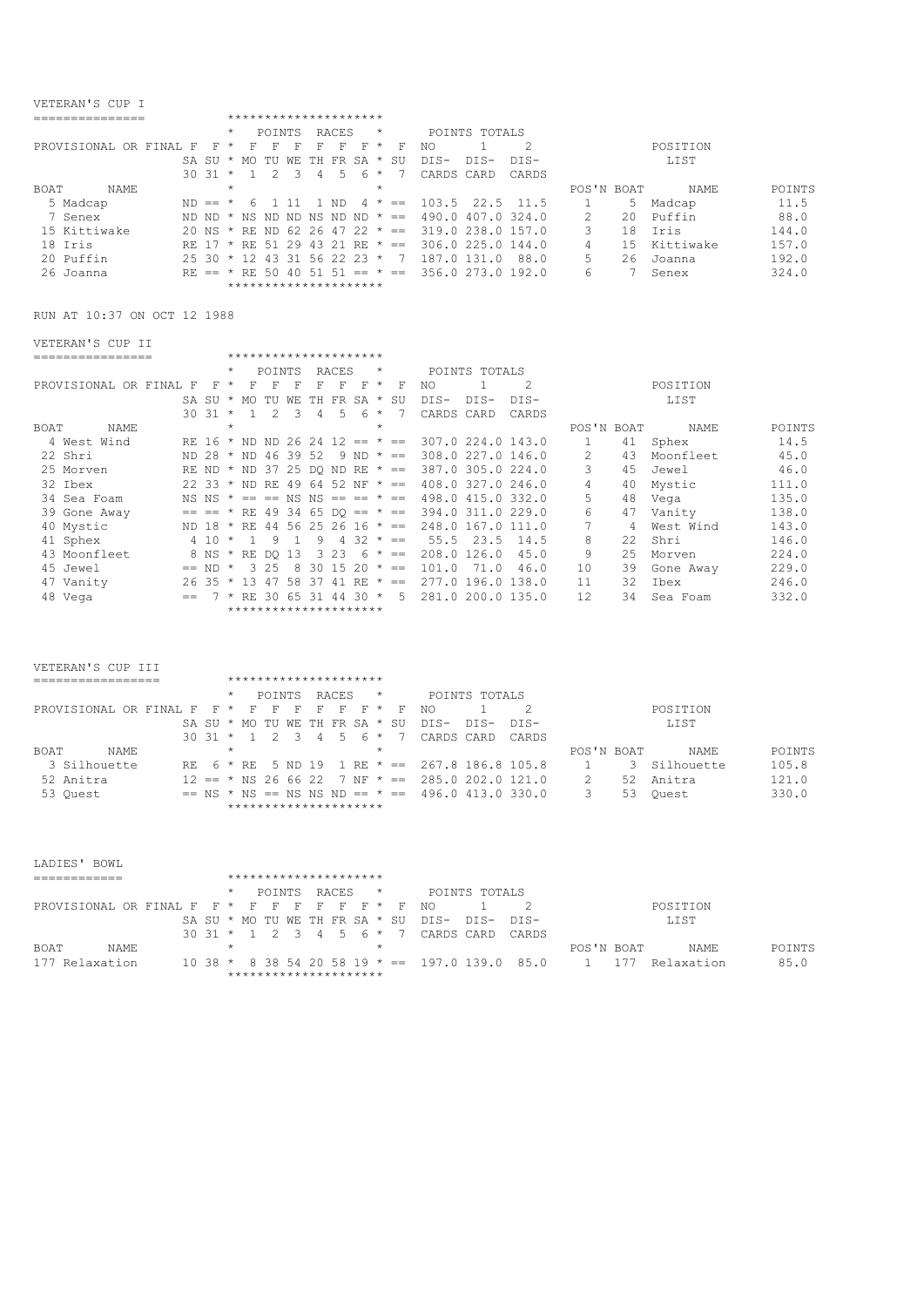## VETERAN'S CUP I

| | | POINTS RACES | | | | | | | | | POINTS TOTALS | | | POSITION LIST | | | |
|---|---|---|---|---|---|---|---|---|---|---|---|---|---|---|---|---|---|
| BOAT | NAME | F SA 30 | F SU 31 | F MO 1 | F TU 2 | F WE 3 | F TH 4 | F FR 5 | F SA 6 | F SU 7 | NO DIS- CARDS | 1 DIS- CARD | 2 DIS- CARDS | POS'N | BOAT | NAME | POINTS |
| 5 | Madcap | ND | == | 6 | 1 | 11 | 1 | ND | 4 | == | 103.5 | 22.5 | 11.5 | 1 | 5 | Madcap | 11.5 |
| 7 | Senex | ND | ND | NS | ND | ND | NS | ND | ND | == | 490.0 | 407.0 | 324.0 | 2 | 20 | Puffin | 88.0 |
| 15 | Kittiwake | 20 | NS | RE | ND | 62 | 26 | 47 | 22 | == | 319.0 | 238.0 | 157.0 | 3 | 18 | Iris | 144.0 |
| 18 | Iris | RE | 17 | RE | 51 | 29 | 43 | 21 | RE | == | 306.0 | 225.0 | 144.0 | 4 | 15 | Kittiwake | 157.0 |
| 20 | Puffin | 25 | 30 | 12 | 43 | 31 | 56 | 22 | 23 | 7 | 187.0 | 131.0 | 88.0 | 5 | 26 | Joanna | 192.0 |
| 26 | Joanna | RE | == | RE | 50 | 40 | 51 | 51 | == | == | 356.0 | 273.0 | 192.0 | 6 | 7 | Senex | 324.0 |

RUN AT 10:37 ON OCT 12 1988

## VETERAN'S CUP II

| | | POINTS RACES | | | | | | | | | POINTS TOTALS | | | POSITION LIST | | | |
|---|---|---|---|---|---|---|---|---|---|---|---|---|---|---|---|---|---|
| BOAT | NAME | F SA 30 | F SU 31 | F MO 1 | F TU 2 | F WE 3 | F TH 4 | F FR 5 | F SA 6 | F SU 7 | NO DIS- CARDS | 1 DIS- CARD | 2 DIS- CARDS | POS'N | BOAT | NAME | POINTS |
| 4 | West Wind | RE | 16 | ND | ND | 26 | 24 | 12 | == | == | 307.0 | 224.0 | 143.0 | 1 | 41 | Sphex | 14.5 |
| 22 | Shri | ND | 28 | ND | 46 | 39 | 52 | 9 | ND | == | 308.0 | 227.0 | 146.0 | 2 | 43 | Moonfleet | 45.0 |
| 25 | Morven | RE | ND | ND | 37 | 25 | DQ | ND | RE | == | 387.0 | 305.0 | 224.0 | 3 | 45 | Jewel | 46.0 |
| 32 | Ibex | 22 | 33 | ND | RE | 49 | 64 | 52 | NF | == | 408.0 | 327.0 | 246.0 | 4 | 40 | Mystic | 111.0 |
| 34 | Sea Foam | NS | NS | == | == | NS | NS | == | == | == | 498.0 | 415.0 | 332.0 | 5 | 48 | Vega | 135.0 |
| 39 | Gone Away | == | == | RE | 49 | 34 | 65 | DQ | == | == | 394.0 | 311.0 | 229.0 | 6 | 47 | Vanity | 138.0 |
| 40 | Mystic | ND | 18 | RE | 44 | 56 | 25 | 26 | 16 | == | 248.0 | 167.0 | 111.0 | 7 | 4 | West Wind | 143.0 |
| 41 | Sphex | 4 | 10 | 1 | 9 | 1 | 9 | 4 | 32 | == | 55.5 | 23.5 | 14.5 | 8 | 22 | Shri | 146.0 |
| 43 | Moonfleet | 8 | NS | RE | DQ | 13 | 3 | 23 | 6 | == | 208.0 | 126.0 | 45.0 | 9 | 25 | Morven | 224.0 |
| 45 | Jewel | == | ND | 3 | 25 | 8 | 30 | 15 | 20 | == | 101.0 | 71.0 | 46.0 | 10 | 39 | Gone Away | 229.0 |
| 47 | Vanity | 26 | 35 | 13 | 47 | 58 | 37 | 41 | RE | == | 277.0 | 196.0 | 138.0 | 11 | 32 | Ibex | 246.0 |
| 48 | Vega | == | 7 | RE | 30 | 65 | 31 | 44 | 30 | 5 | 281.0 | 200.0 | 135.0 | 12 | 34 | Sea Foam | 332.0 |

## VETERAN'S CUP III

| | | POINTS RACES | | | | | | | | | POINTS TOTALS | | | POSITION LIST | | | |
|---|---|---|---|---|---|---|---|---|---|---|---|---|---|---|---|---|---|
| BOAT | NAME | F SA 30 | F SU 31 | F MO 1 | F TU 2 | F WE 3 | F TH 4 | F FR 5 | F SA 6 | F SU 7 | NO DIS- CARDS | 1 DIS- CARD | 2 DIS- CARDS | POS'N | BOAT | NAME | POINTS |
| 3 | Silhouette | RE | 6 | RE | 5 | ND | 19 | 1 | RE | == | 267.8 | 186.8 | 105.8 | 1 | 3 | Silhouette | 105.8 |
| 52 | Anitra | 12 | == | NS | 26 | 66 | 22 | 7 | NF | == | 285.0 | 202.0 | 121.0 | 2 | 52 | Anitra | 121.0 |
| 53 | Quest | == | NS | NS | == | NS | NS | ND | == | == | 496.0 | 413.0 | 330.0 | 3 | 53 | Quest | 330.0 |

## LADIES' BOWL

| | | POINTS RACES | | | | | | | | | POINTS TOTALS | | | POSITION LIST | | | |
|---|---|---|---|---|---|---|---|---|---|---|---|---|---|---|---|---|---|
| BOAT | NAME | F SA 30 | F SU 31 | F MO 1 | F TU 2 | F WE 3 | F TH 4 | F FR 5 | F SA 6 | F SU 7 | NO DIS- CARDS | 1 DIS- CARD | 2 DIS- CARDS | POS'N | BOAT | NAME | POINTS |
| 177 | Relaxation | 10 | 38 | 8 | 38 | 54 | 20 | 58 | 19 | == | 197.0 | 139.0 | 85.0 | 1 | 177 | Relaxation | 85.0 |